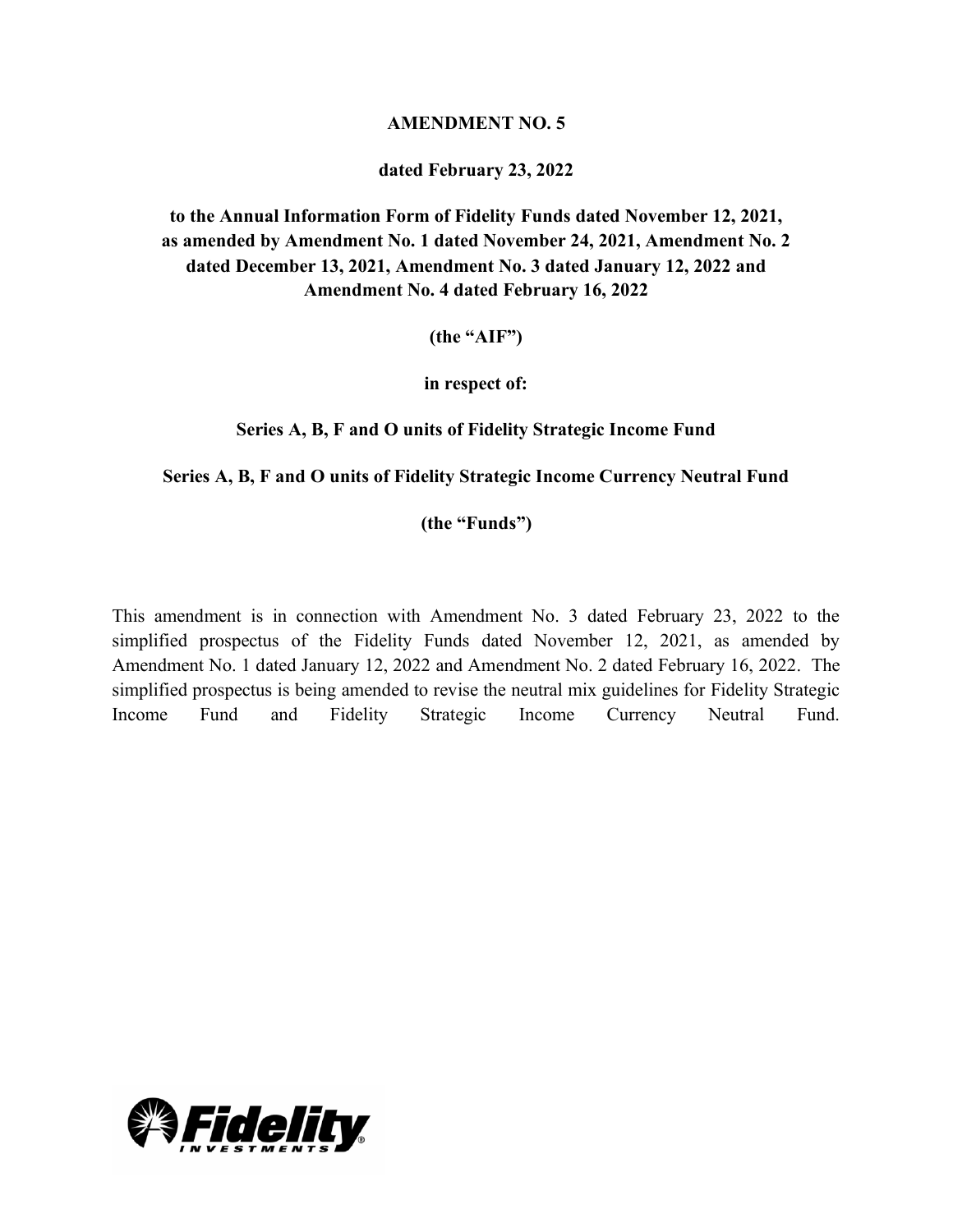**AMENDMENT NO. 5**

**dated February 23, 2022**

**to the Annual Information Form of Fidelity Funds dated November 12, 2021, as amended by Amendment No. 1 dated November 24, 2021, Amendment No. 2 dated December 13, 2021, Amendment No. 3 dated January 12, 2022 and Amendment No. 4 dated February 16, 2022**

**(the "AIF")**

**in respect of:**

**Series A, B, F and O units of Fidelity Strategic Income Fund**

**Series A, B, F and O units of Fidelity Strategic Income Currency Neutral Fund**

**(the "Funds")**

This amendment is in connection with Amendment No. 3 dated February 23, 2022 to the simplified prospectus of the Fidelity Funds dated November 12, 2021, as amended by Amendment No. 1 dated January 12, 2022 and Amendment No. 2 dated February 16, 2022. The simplified prospectus is being amended to revise the neutral mix guidelines for Fidelity Strategic Income Fund and Fidelity Strategic Income Currency Neutral Fund.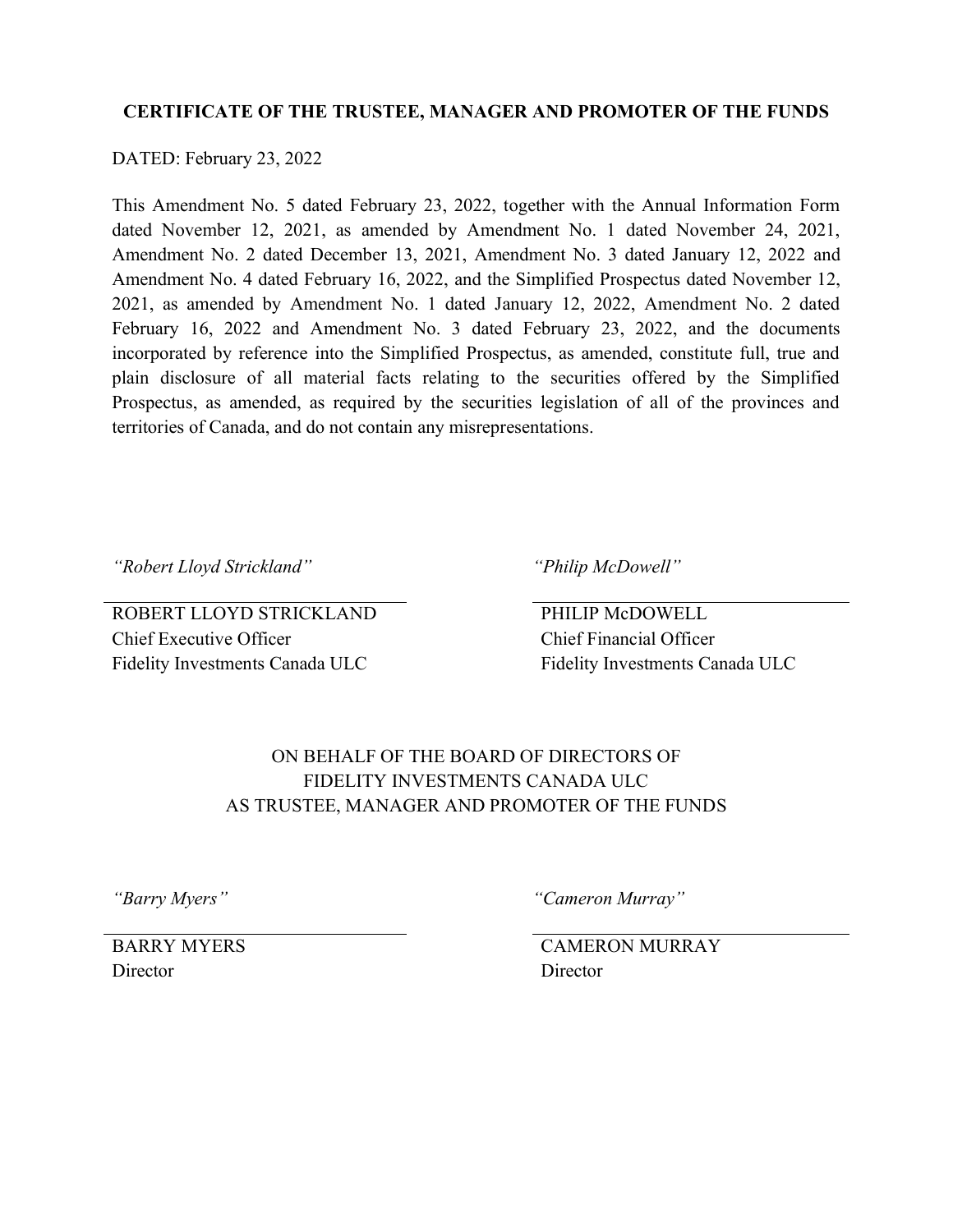**CERTIFICATE OF THE TRUSTEE, MANAGER AND PROMOTER OF THE FUNDS**

DATED: February 23, 2022

This Amendment No. 5 dated February 23, 2022, together with the Annual Information Form dated November 12, 2021, as amended by Amendment No. 1 dated November 24, 2021, Amendment No. 2 dated December 13, 2021, Amendment No. 3 dated January 12, 2022 and Amendment No. 4 dated February 16, 2022, and the Simplified Prospectus dated November 12, 2021, as amended by Amendment No. 1 dated January 12, 2022, Amendment No. 2 dated February 16, 2022 and Amendment No. 3 dated February 23, 2022, and the documents incorporated by reference into the Simplified Prospectus, as amended, constitute full, true and plain disclosure of all material facts relating to the securities offered by the Simplified Prospectus, as amended, as required by the securities legislation of all of the provinces and territories of Canada, and do not contain any misrepresentations.

*"Robert Lloyd Strickland"*

ROBERT LLOYD STRICKLAND
Chief Executive Officer
Fidelity Investments Canada ULC

*"Philip McDowell"*

PHILIP McDOWELL
Chief Financial Officer
Fidelity Investments Canada ULC

ON BEHALF OF THE BOARD OF DIRECTORS OF
FIDELITY INVESTMENTS CANADA ULC
AS TRUSTEE, MANAGER AND PROMOTER OF THE FUNDS

*"Barry Myers"*

BARRY MYERS
Director

*"Cameron Murray"*

CAMERON MURRAY
Director